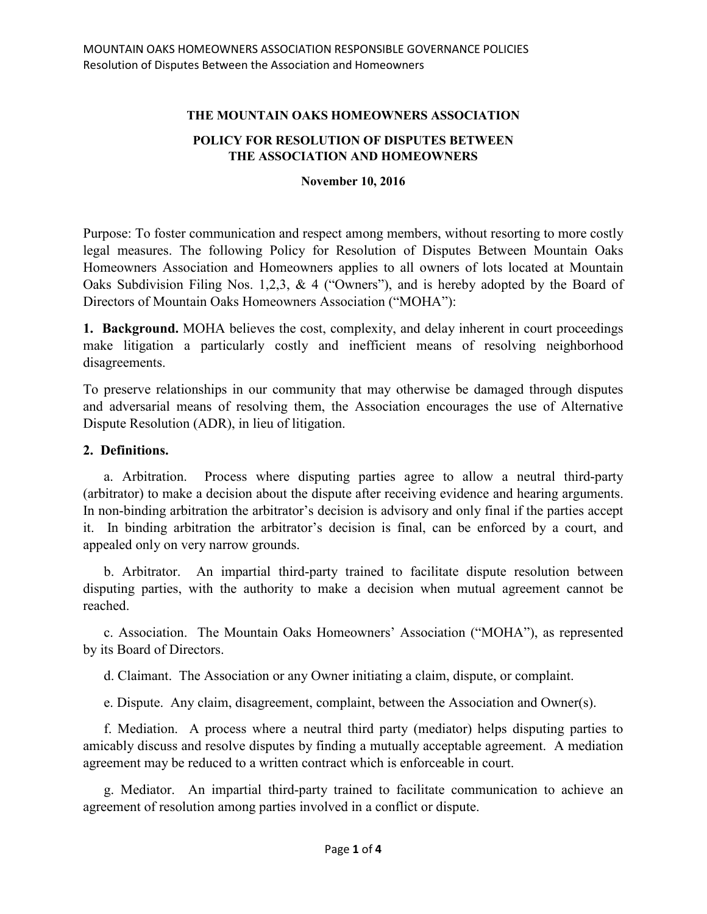# THE MOUNTAIN OAKS HOMEOWNERS ASSOCIATION

## POLICY FOR RESOLUTION OF DISPUTES BETWEEN THE ASSOCIATION AND HOMEOWNERS

**November 10, 2016**

Purpose: To foster communication and respect among members, without resorting to more costly legal measures. The following Policy for Resolution of Disputes Between Mountain Oaks Homeowners Association and Homeowners applies to all owners of lots located at Mountain Oaks Subdivision Filing Nos. 1,2,3, & 4 ("Owners"), and is hereby adopted by the Board of Directors of Mountain Oaks Homeowners Association ("MOHA"):

**1. Background.** MOHA believes the cost, complexity, and delay inherent in court proceedings make litigation a particularly costly and inefficient means of resolving neighborhood disagreements.

To preserve relationships in our community that may otherwise be damaged through disputes and adversarial means of resolving them, the Association encourages the use of Alternative Dispute Resolution (ADR), in lieu of litigation.

**2. Definitions.**

a. Arbitration. Process where disputing parties agree to allow a neutral third-party (arbitrator) to make a decision about the dispute after receiving evidence and hearing arguments. In non-binding arbitration the arbitrator's decision is advisory and only final if the parties accept it. In binding arbitration the arbitrator's decision is final, can be enforced by a court, and appealed only on very narrow grounds.

b. Arbitrator. An impartial third-party trained to facilitate dispute resolution between disputing parties, with the authority to make a decision when mutual agreement cannot be reached.

c. Association. The Mountain Oaks Homeowners' Association ("MOHA"), as represented by its Board of Directors.

d. Claimant. The Association or any Owner initiating a claim, dispute, or complaint.

e. Dispute. Any claim, disagreement, complaint, between the Association and Owner(s).

f. Mediation. A process where a neutral third party (mediator) helps disputing parties to amicably discuss and resolve disputes by finding a mutually acceptable agreement. A mediation agreement may be reduced to a written contract which is enforceable in court.

g. Mediator. An impartial third-party trained to facilitate communication to achieve an agreement of resolution among parties involved in a conflict or dispute.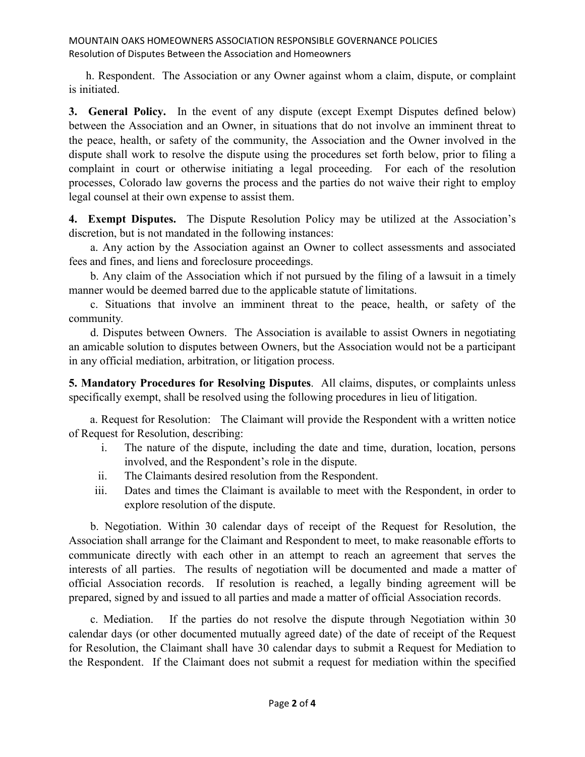h. Respondent. The Association or any Owner against whom a claim, dispute, or complaint is initiated.

**3. General Policy.** In the event of any dispute (except Exempt Disputes defined below) between the Association and an Owner, in situations that do not involve an imminent threat to the peace, health, or safety of the community, the Association and the Owner involved in the dispute shall work to resolve the dispute using the procedures set forth below, prior to filing a complaint in court or otherwise initiating a legal proceeding. For each of the resolution processes, Colorado law governs the process and the parties do not waive their right to employ legal counsel at their own expense to assist them.

**4. Exempt Disputes.** The Dispute Resolution Policy may be utilized at the Association's discretion, but is not mandated in the following instances:

a. Any action by the Association against an Owner to collect assessments and associated fees and fines, and liens and foreclosure proceedings.

b. Any claim of the Association which if not pursued by the filing of a lawsuit in a timely manner would be deemed barred due to the applicable statute of limitations.

c. Situations that involve an imminent threat to the peace, health, or safety of the community.

d. Disputes between Owners. The Association is available to assist Owners in negotiating an amicable solution to disputes between Owners, but the Association would not be a participant in any official mediation, arbitration, or litigation process.

**5. Mandatory Procedures for Resolving Disputes**. All claims, disputes, or complaints unless specifically exempt, shall be resolved using the following procedures in lieu of litigation.

a. Request for Resolution: The Claimant will provide the Respondent with a written notice of Request for Resolution, describing:

i. The nature of the dispute, including the date and time, duration, location, persons involved, and the Respondent's role in the dispute.

ii. The Claimants desired resolution from the Respondent.

iii. Dates and times the Claimant is available to meet with the Respondent, in order to explore resolution of the dispute.

b. Negotiation. Within 30 calendar days of receipt of the Request for Resolution, the Association shall arrange for the Claimant and Respondent to meet, to make reasonable efforts to communicate directly with each other in an attempt to reach an agreement that serves the interests of all parties. The results of negotiation will be documented and made a matter of official Association records. If resolution is reached, a legally binding agreement will be prepared, signed by and issued to all parties and made a matter of official Association records.

c. Mediation. If the parties do not resolve the dispute through Negotiation within 30 calendar days (or other documented mutually agreed date) of the date of receipt of the Request for Resolution, the Claimant shall have 30 calendar days to submit a Request for Mediation to the Respondent. If the Claimant does not submit a request for mediation within the specified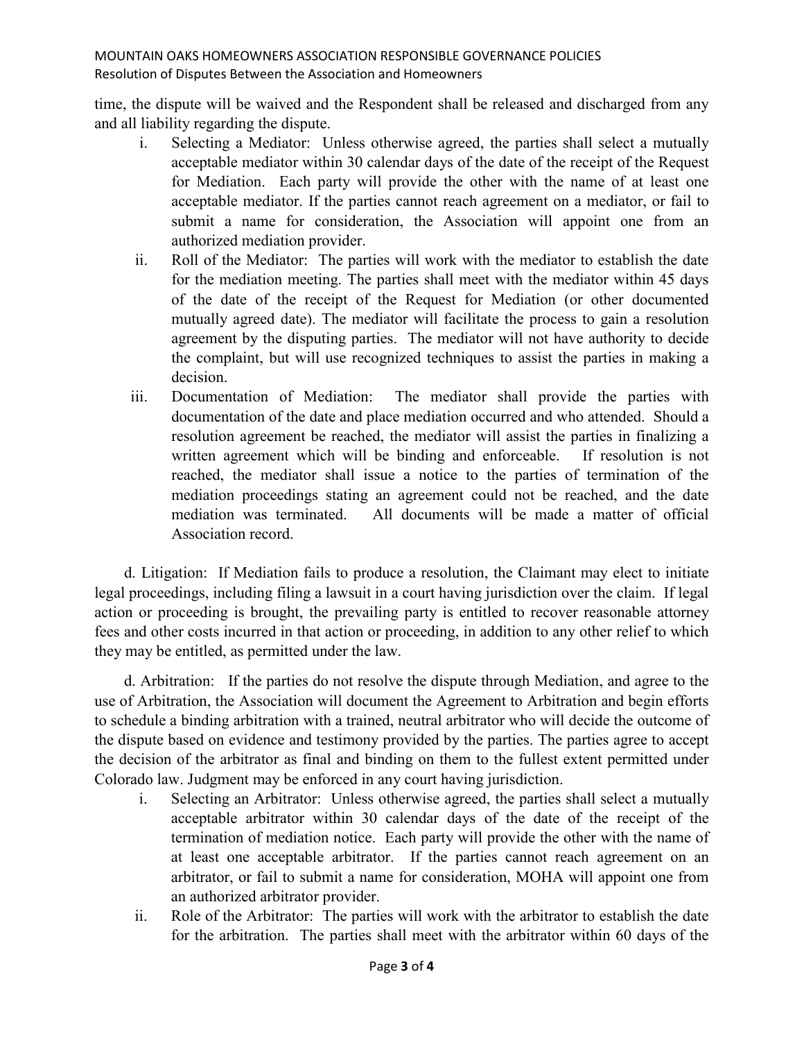time, the dispute will be waived and the Respondent shall be released and discharged from any and all liability regarding the dispute.

i. Selecting a Mediator: Unless otherwise agreed, the parties shall select a mutually acceptable mediator within 30 calendar days of the date of the receipt of the Request for Mediation. Each party will provide the other with the name of at least one acceptable mediator. If the parties cannot reach agreement on a mediator, or fail to submit a name for consideration, the Association will appoint one from an authorized mediation provider.

ii. Roll of the Mediator: The parties will work with the mediator to establish the date for the mediation meeting. The parties shall meet with the mediator within 45 days of the date of the receipt of the Request for Mediation (or other documented mutually agreed date). The mediator will facilitate the process to gain a resolution agreement by the disputing parties. The mediator will not have authority to decide the complaint, but will use recognized techniques to assist the parties in making a decision.

iii. Documentation of Mediation: The mediator shall provide the parties with documentation of the date and place mediation occurred and who attended. Should a resolution agreement be reached, the mediator will assist the parties in finalizing a written agreement which will be binding and enforceable. If resolution is not reached, the mediator shall issue a notice to the parties of termination of the mediation proceedings stating an agreement could not be reached, and the date mediation was terminated. All documents will be made a matter of official Association record.

d. Litigation: If Mediation fails to produce a resolution, the Claimant may elect to initiate legal proceedings, including filing a lawsuit in a court having jurisdiction over the claim. If legal action or proceeding is brought, the prevailing party is entitled to recover reasonable attorney fees and other costs incurred in that action or proceeding, in addition to any other relief to which they may be entitled, as permitted under the law.

d. Arbitration: If the parties do not resolve the dispute through Mediation, and agree to the use of Arbitration, the Association will document the Agreement to Arbitration and begin efforts to schedule a binding arbitration with a trained, neutral arbitrator who will decide the outcome of the dispute based on evidence and testimony provided by the parties. The parties agree to accept the decision of the arbitrator as final and binding on them to the fullest extent permitted under Colorado law. Judgment may be enforced in any court having jurisdiction.

i. Selecting an Arbitrator: Unless otherwise agreed, the parties shall select a mutually acceptable arbitrator within 30 calendar days of the date of the receipt of the termination of mediation notice. Each party will provide the other with the name of at least one acceptable arbitrator. If the parties cannot reach agreement on an arbitrator, or fail to submit a name for consideration, MOHA will appoint one from an authorized arbitrator provider.

ii. Role of the Arbitrator: The parties will work with the arbitrator to establish the date for the arbitration. The parties shall meet with the arbitrator within 60 days of the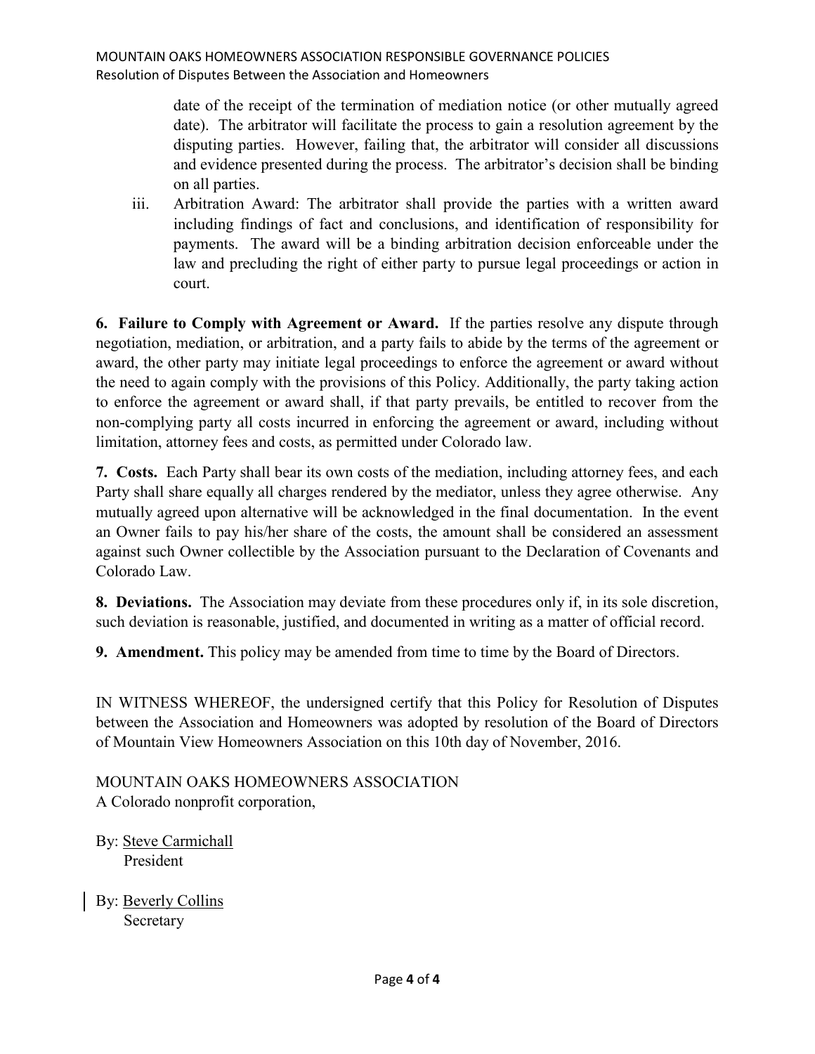date of the receipt of the termination of mediation notice (or other mutually agreed date). The arbitrator will facilitate the process to gain a resolution agreement by the disputing parties. However, failing that, the arbitrator will consider all discussions and evidence presented during the process. The arbitrator's decision shall be binding on all parties.

iii. Arbitration Award: The arbitrator shall provide the parties with a written award including findings of fact and conclusions, and identification of responsibility for payments. The award will be a binding arbitration decision enforceable under the law and precluding the right of either party to pursue legal proceedings or action in court.

**6. Failure to Comply with Agreement or Award.** If the parties resolve any dispute through negotiation, mediation, or arbitration, and a party fails to abide by the terms of the agreement or award, the other party may initiate legal proceedings to enforce the agreement or award without the need to again comply with the provisions of this Policy. Additionally, the party taking action to enforce the agreement or award shall, if that party prevails, be entitled to recover from the non-complying party all costs incurred in enforcing the agreement or award, including without limitation, attorney fees and costs, as permitted under Colorado law.

**7. Costs.** Each Party shall bear its own costs of the mediation, including attorney fees, and each Party shall share equally all charges rendered by the mediator, unless they agree otherwise. Any mutually agreed upon alternative will be acknowledged in the final documentation. In the event an Owner fails to pay his/her share of the costs, the amount shall be considered an assessment against such Owner collectible by the Association pursuant to the Declaration of Covenants and Colorado Law.

**8. Deviations.** The Association may deviate from these procedures only if, in its sole discretion, such deviation is reasonable, justified, and documented in writing as a matter of official record.

**9. Amendment.** This policy may be amended from time to time by the Board of Directors.

IN WITNESS WHEREOF, the undersigned certify that this Policy for Resolution of Disputes between the Association and Homeowners was adopted by resolution of the Board of Directors of Mountain View Homeowners Association on this 10th day of November, 2016.

MOUNTAIN OAKS HOMEOWNERS ASSOCIATION
A Colorado nonprofit corporation,

By: Steve Carmichall
President

By: Beverly Collins
Secretary